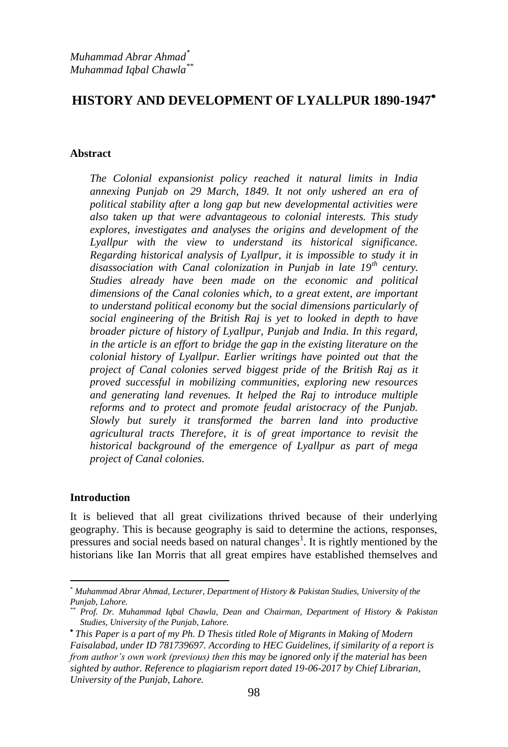*Muhammad Abrar Ahmad*[*]
*Muhammad Iqbal Chawla*[**]

# HISTORY AND DEVELOPMENT OF LYALLPUR 1890-1947[•]

## Abstract

*The Colonial expansionist policy reached it natural limits in India annexing Punjab on 29 March, 1849. It not only ushered an era of political stability after a long gap but new developmental activities were also taken up that were advantageous to colonial interests. This study explores, investigates and analyses the origins and development of the Lyallpur with the view to understand its historical significance. Regarding historical analysis of Lyallpur, it is impossible to study it in disassociation with Canal colonization in Punjab in late 19th century. Studies already have been made on the economic and political dimensions of the Canal colonies which, to a great extent, are important to understand political economy but the social dimensions particularly of social engineering of the British Raj is yet to looked in depth to have broader picture of history of Lyallpur, Punjab and India. In this regard, in the article is an effort to bridge the gap in the existing literature on the colonial history of Lyallpur. Earlier writings have pointed out that the project of Canal colonies served biggest pride of the British Raj as it proved successful in mobilizing communities, exploring new resources and generating land revenues. It helped the Raj to introduce multiple reforms and to protect and promote feudal aristocracy of the Punjab. Slowly but surely it transformed the barren land into productive agricultural tracts Therefore, it is of great importance to revisit the historical background of the emergence of Lyallpur as part of mega project of Canal colonies.*

## Introduction

It is believed that all great civilizations thrived because of their underlying geography. This is because geography is said to determine the actions, responses, pressures and social needs based on natural changes[1]. It is rightly mentioned by the historians like Ian Morris that all great empires have established themselves and

---

[*] *Muhammad Abrar Ahmad, Lecturer, Department of History & Pakistan Studies, University of the Punjab, Lahore.*

[**] *Prof. Dr. Muhammad Iqbal Chawla, Dean and Chairman, Department of History & Pakistan Studies, University of the Punjab, Lahore.*

[•] *This Paper is a part of my Ph. D Thesis titled Role of Migrants in Making of Modern Faisalabad, under ID 781739697. According to HEC Guidelines, if similarity of a report is from author's own work (previous) then this may be ignored only if the material has been sighted by author. Reference to plagiarism report dated 19-06-2017 by Chief Librarian, University of the Punjab, Lahore.*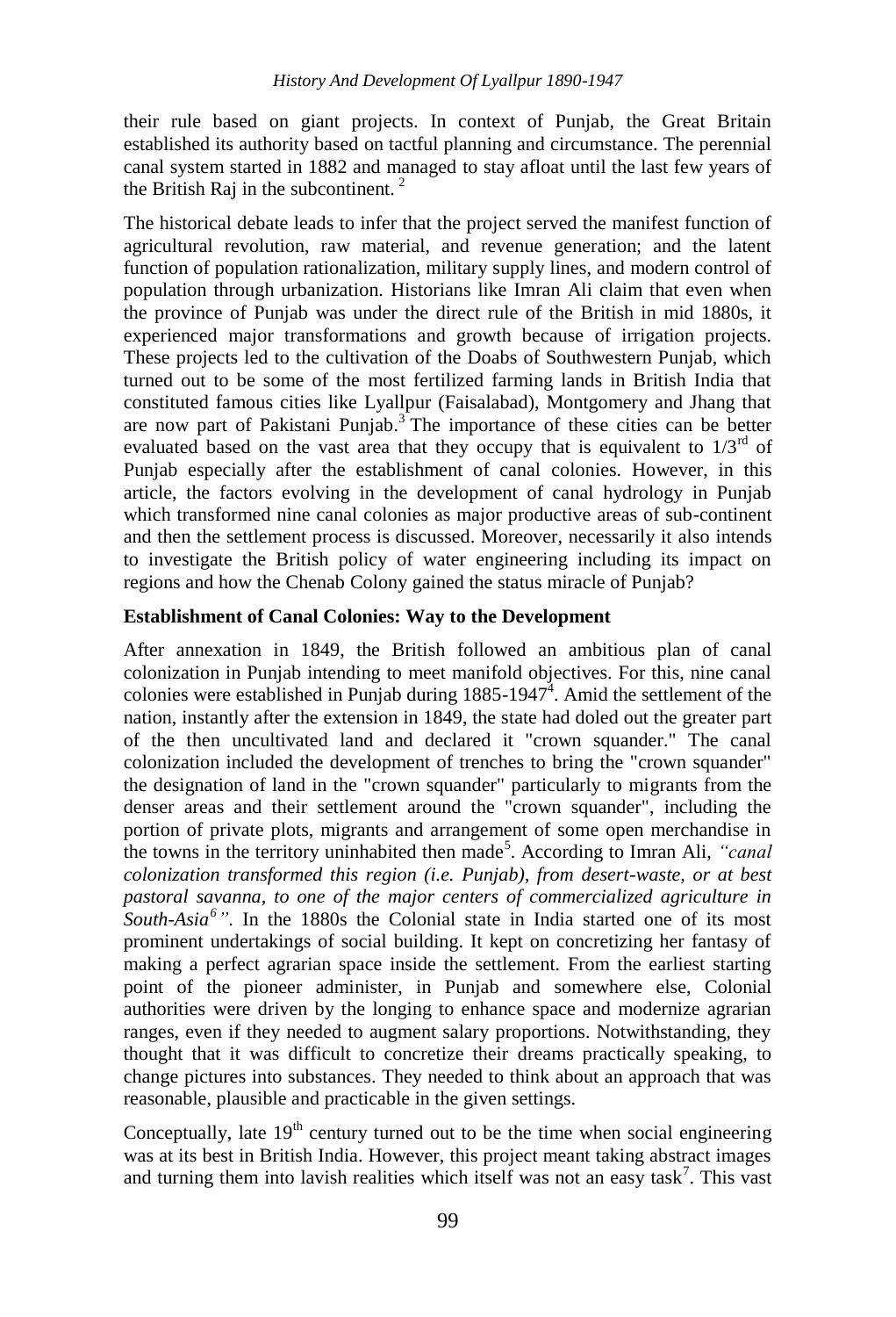their rule based on giant projects. In context of Punjab, the Great Britain established its authority based on tactful planning and circumstance. The perennial canal system started in 1882 and managed to stay afloat until the last few years of the British Raj in the subcontinent. [2]

The historical debate leads to infer that the project served the manifest function of agricultural revolution, raw material, and revenue generation; and the latent function of population rationalization, military supply lines, and modern control of population through urbanization. Historians like Imran Ali claim that even when the province of Punjab was under the direct rule of the British in mid 1880s, it experienced major transformations and growth because of irrigation projects. These projects led to the cultivation of the Doabs of Southwestern Punjab, which turned out to be some of the most fertilized farming lands in British India that constituted famous cities like Lyallpur (Faisalabad), Montgomery and Jhang that are now part of Pakistani Punjab.[3] The importance of these cities can be better evaluated based on the vast area that they occupy that is equivalent to 1/3rd of Punjab especially after the establishment of canal colonies. However, in this article, the factors evolving in the development of canal hydrology in Punjab which transformed nine canal colonies as major productive areas of sub-continent and then the settlement process is discussed. Moreover, necessarily it also intends to investigate the British policy of water engineering including its impact on regions and how the Chenab Colony gained the status miracle of Punjab?

**Establishment of Canal Colonies: Way to the Development**

After annexation in 1849, the British followed an ambitious plan of canal colonization in Punjab intending to meet manifold objectives. For this, nine canal colonies were established in Punjab during 1885-1947[4]. Amid the settlement of the nation, instantly after the extension in 1849, the state had doled out the greater part of the then uncultivated land and declared it "crown squander." The canal colonization included the development of trenches to bring the "crown squander" the designation of land in the "crown squander" particularly to migrants from the denser areas and their settlement around the "crown squander", including the portion of private plots, migrants and arrangement of some open merchandise in the towns in the territory uninhabited then made[5]. According to Imran Ali, *"canal colonization transformed this region (i.e. Punjab), from desert-waste, or at best pastoral savanna, to one of the major centers of commercialized agriculture in South-Asia[6]"*. In the 1880s the Colonial state in India started one of its most prominent undertakings of social building. It kept on concretizing her fantasy of making a perfect agrarian space inside the settlement. From the earliest starting point of the pioneer administer, in Punjab and somewhere else, Colonial authorities were driven by the longing to enhance space and modernize agrarian ranges, even if they needed to augment salary proportions. Notwithstanding, they thought that it was difficult to concretize their dreams practically speaking, to change pictures into substances. They needed to think about an approach that was reasonable, plausible and practicable in the given settings.

Conceptually, late 19th century turned out to be the time when social engineering was at its best in British India. However, this project meant taking abstract images and turning them into lavish realities which itself was not an easy task[7]. This vast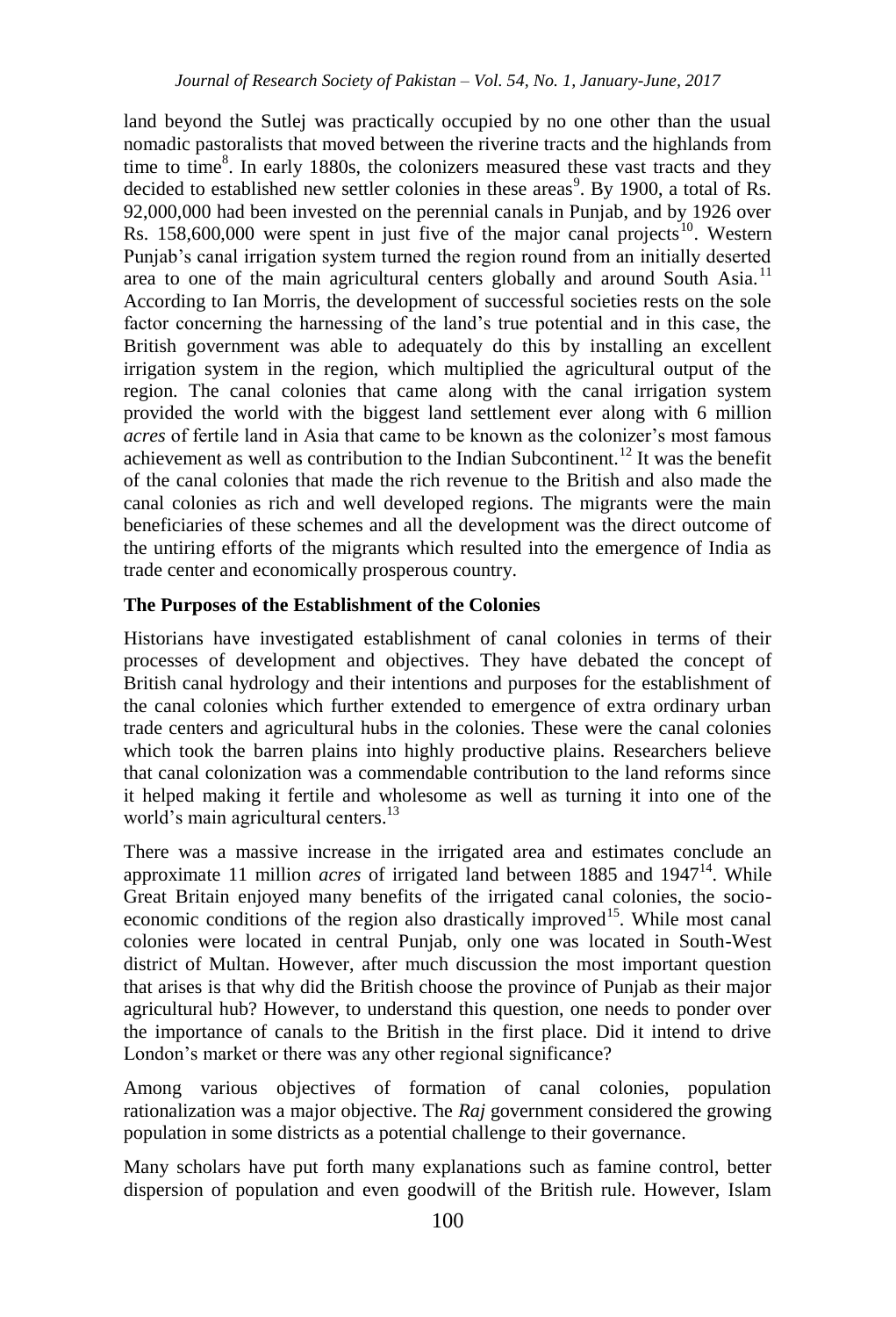land beyond the Sutlej was practically occupied by no one other than the usual nomadic pastoralists that moved between the riverine tracts and the highlands from time to time[8]. In early 1880s, the colonizers measured these vast tracts and they decided to established new settler colonies in these areas[9]. By 1900, a total of Rs. 92,000,000 had been invested on the perennial canals in Punjab, and by 1926 over Rs. 158,600,000 were spent in just five of the major canal projects[10]. Western Punjab's canal irrigation system turned the region round from an initially deserted area to one of the main agricultural centers globally and around South Asia.[11] According to Ian Morris, the development of successful societies rests on the sole factor concerning the harnessing of the land's true potential and in this case, the British government was able to adequately do this by installing an excellent irrigation system in the region, which multiplied the agricultural output of the region. The canal colonies that came along with the canal irrigation system provided the world with the biggest land settlement ever along with 6 million *acres* of fertile land in Asia that came to be known as the colonizer's most famous achievement as well as contribution to the Indian Subcontinent.[12] It was the benefit of the canal colonies that made the rich revenue to the British and also made the canal colonies as rich and well developed regions. The migrants were the main beneficiaries of these schemes and all the development was the direct outcome of the untiring efforts of the migrants which resulted into the emergence of India as trade center and economically prosperous country.

### The Purposes of the Establishment of the Colonies

Historians have investigated establishment of canal colonies in terms of their processes of development and objectives. They have debated the concept of British canal hydrology and their intentions and purposes for the establishment of the canal colonies which further extended to emergence of extra ordinary urban trade centers and agricultural hubs in the colonies. These were the canal colonies which took the barren plains into highly productive plains. Researchers believe that canal colonization was a commendable contribution to the land reforms since it helped making it fertile and wholesome as well as turning it into one of the world's main agricultural centers.[13]

There was a massive increase in the irrigated area and estimates conclude an approximate 11 million *acres* of irrigated land between 1885 and 1947[14]. While Great Britain enjoyed many benefits of the irrigated canal colonies, the socio-economic conditions of the region also drastically improved[15]. While most canal colonies were located in central Punjab, only one was located in South-West district of Multan. However, after much discussion the most important question that arises is that why did the British choose the province of Punjab as their major agricultural hub? However, to understand this question, one needs to ponder over the importance of canals to the British in the first place. Did it intend to drive London's market or there was any other regional significance?

Among various objectives of formation of canal colonies, population rationalization was a major objective. The *Raj* government considered the growing population in some districts as a potential challenge to their governance.

Many scholars have put forth many explanations such as famine control, better dispersion of population and even goodwill of the British rule. However, Islam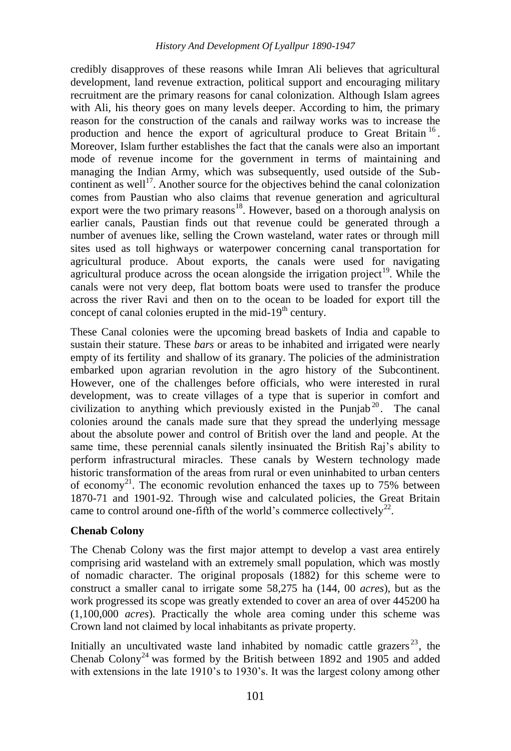credibly disapproves of these reasons while Imran Ali believes that agricultural development, land revenue extraction, political support and encouraging military recruitment are the primary reasons for canal colonization. Although Islam agrees with Ali, his theory goes on many levels deeper. According to him, the primary reason for the construction of the canals and railway works was to increase the production and hence the export of agricultural produce to Great Britain [16]. Moreover, Islam further establishes the fact that the canals were also an important mode of revenue income for the government in terms of maintaining and managing the Indian Army, which was subsequently, used outside of the Sub-continent as well[17]. Another source for the objectives behind the canal colonization comes from Paustian who also claims that revenue generation and agricultural export were the two primary reasons[18]. However, based on a thorough analysis on earlier canals, Paustian finds out that revenue could be generated through a number of avenues like, selling the Crown wasteland, water rates or through mill sites used as toll highways or waterpower concerning canal transportation for agricultural produce. About exports, the canals were used for navigating agricultural produce across the ocean alongside the irrigation project[19]. While the canals were not very deep, flat bottom boats were used to transfer the produce across the river Ravi and then on to the ocean to be loaded for export till the concept of canal colonies erupted in the mid-19th century.

These Canal colonies were the upcoming bread baskets of India and capable to sustain their stature. These *bars* or areas to be inhabited and irrigated were nearly empty of its fertility and shallow of its granary. The policies of the administration embarked upon agrarian revolution in the agro history of the Subcontinent. However, one of the challenges before officials, who were interested in rural development, was to create villages of a type that is superior in comfort and civilization to anything which previously existed in the Punjab[20]. The canal colonies around the canals made sure that they spread the underlying message about the absolute power and control of British over the land and people. At the same time, these perennial canals silently insinuated the British Raj's ability to perform infrastructural miracles. These canals by Western technology made historic transformation of the areas from rural or even uninhabited to urban centers of economy[21]. The economic revolution enhanced the taxes up to 75% between 1870-71 and 1901-92. Through wise and calculated policies, the Great Britain came to control around one-fifth of the world's commerce collectively[22].

## Chenab Colony

The Chenab Colony was the first major attempt to develop a vast area entirely comprising arid wasteland with an extremely small population, which was mostly of nomadic character. The original proposals (1882) for this scheme were to construct a smaller canal to irrigate some 58,275 ha (144, 00 *acres*), but as the work progressed its scope was greatly extended to cover an area of over 445200 ha (1,100,000 *acres*). Practically the whole area coming under this scheme was Crown land not claimed by local inhabitants as private property.

Initially an uncultivated waste land inhabited by nomadic cattle grazers[23], the Chenab Colony[24] was formed by the British between 1892 and 1905 and added with extensions in the late 1910's to 1930's. It was the largest colony among other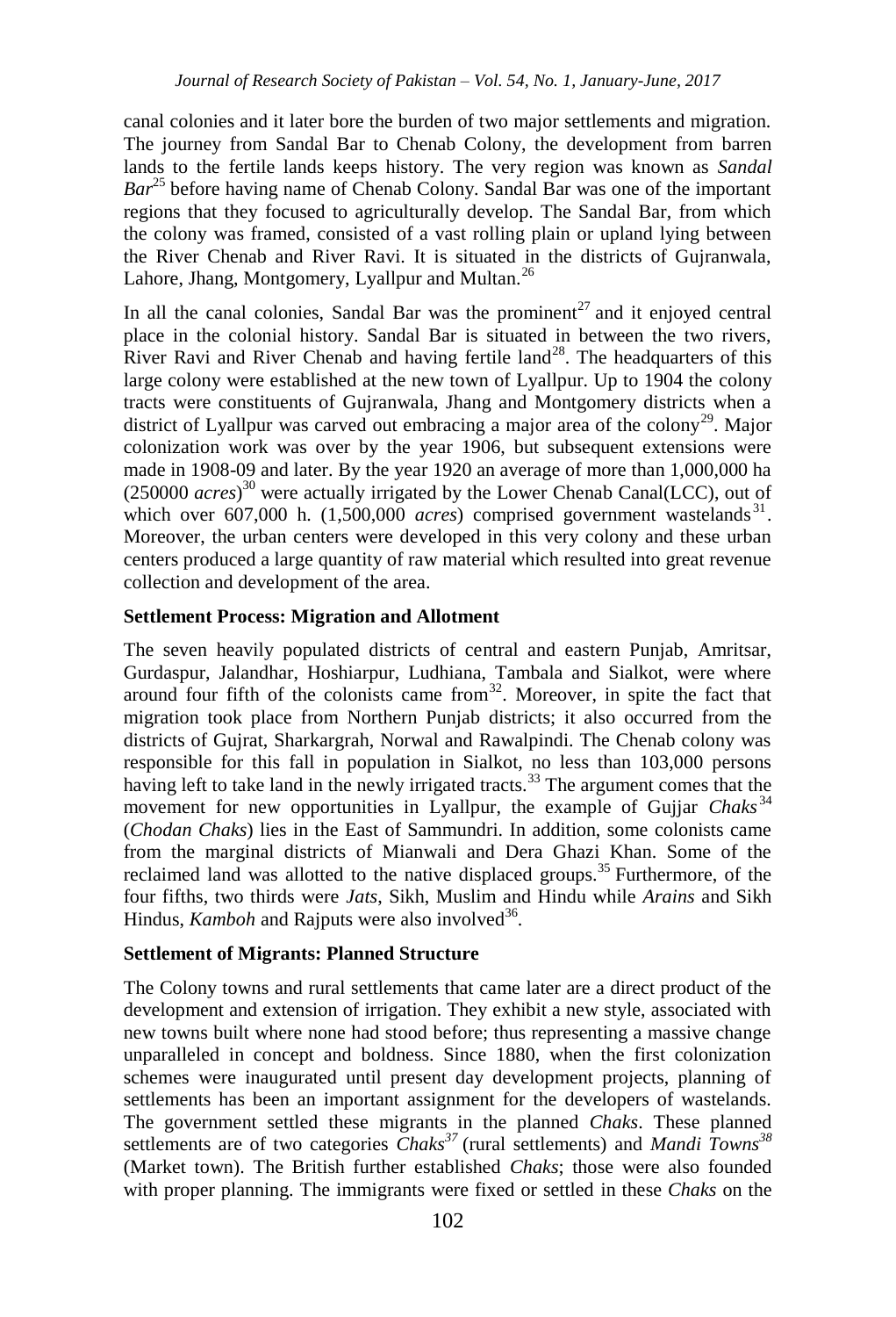canal colonies and it later bore the burden of two major settlements and migration. The journey from Sandal Bar to Chenab Colony, the development from barren lands to the fertile lands keeps history. The very region was known as *Sandal Bar*[25] before having name of Chenab Colony. Sandal Bar was one of the important regions that they focused to agriculturally develop. The Sandal Bar, from which the colony was framed, consisted of a vast rolling plain or upland lying between the River Chenab and River Ravi. It is situated in the districts of Gujranwala, Lahore, Jhang, Montgomery, Lyallpur and Multan.[26]

In all the canal colonies, Sandal Bar was the prominent[27] and it enjoyed central place in the colonial history. Sandal Bar is situated in between the two rivers, River Ravi and River Chenab and having fertile land[28]. The headquarters of this large colony were established at the new town of Lyallpur. Up to 1904 the colony tracts were constituents of Gujranwala, Jhang and Montgomery districts when a district of Lyallpur was carved out embracing a major area of the colony[29]. Major colonization work was over by the year 1906, but subsequent extensions were made in 1908-09 and later. By the year 1920 an average of more than 1,000,000 ha (250000 *acres*)[30] were actually irrigated by the Lower Chenab Canal(LCC), out of which over 607,000 h. (1,500,000 *acres*) comprised government wastelands[31]. Moreover, the urban centers were developed in this very colony and these urban centers produced a large quantity of raw material which resulted into great revenue collection and development of the area.

### Settlement Process: Migration and Allotment

The seven heavily populated districts of central and eastern Punjab, Amritsar, Gurdaspur, Jalandhar, Hoshiarpur, Ludhiana, Tambala and Sialkot, were where around four fifth of the colonists came from[32]. Moreover, in spite the fact that migration took place from Northern Punjab districts; it also occurred from the districts of Gujrat, Sharkargrah, Norwal and Rawalpindi. The Chenab colony was responsible for this fall in population in Sialkot, no less than 103,000 persons having left to take land in the newly irrigated tracts.[33] The argument comes that the movement for new opportunities in Lyallpur, the example of Gujjar *Chaks*[34] (*Chodan Chaks*) lies in the East of Sammundri. In addition, some colonists came from the marginal districts of Mianwali and Dera Ghazi Khan. Some of the reclaimed land was allotted to the native displaced groups.[35] Furthermore, of the four fifths, two thirds were *Jats*, Sikh, Muslim and Hindu while *Arains* and Sikh Hindus, *Kamboh* and Rajputs were also involved[36].

### Settlement of Migrants: Planned Structure

The Colony towns and rural settlements that came later are a direct product of the development and extension of irrigation. They exhibit a new style, associated with new towns built where none had stood before; thus representing a massive change unparalleled in concept and boldness. Since 1880, when the first colonization schemes were inaugurated until present day development projects, planning of settlements has been an important assignment for the developers of wastelands. The government settled these migrants in the planned *Chaks*. These planned settlements are of two categories *Chaks*[37] (rural settlements) and *Mandi Towns*[38] (Market town). The British further established *Chaks*; those were also founded with proper planning. The immigrants were fixed or settled in these *Chaks* on the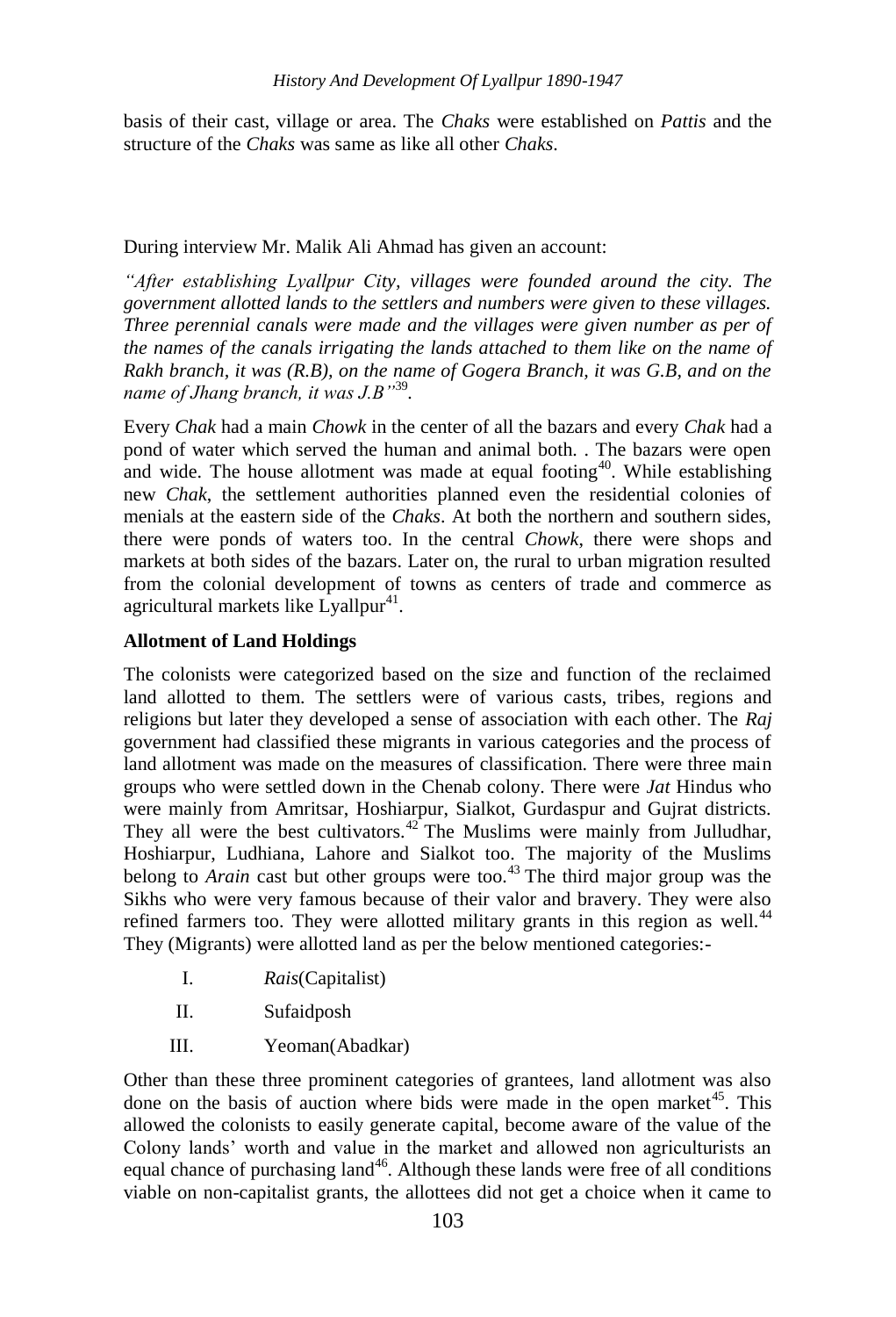basis of their cast, village or area. The *Chaks* were established on *Pattis* and the structure of the *Chaks* was same as like all other *Chaks*.

During interview Mr. Malik Ali Ahmad has given an account:

*"After establishing Lyallpur City, villages were founded around the city. The government allotted lands to the settlers and numbers were given to these villages. Three perennial canals were made and the villages were given number as per of the names of the canals irrigating the lands attached to them like on the name of Rakh branch, it was (R.B), on the name of Gogera Branch, it was G.B, and on the name of Jhang branch, it was J.B"*[39].

Every *Chak* had a main *Chowk* in the center of all the bazars and every *Chak* had a pond of water which served the human and animal both. . The bazars were open and wide. The house allotment was made at equal footing[40]. While establishing new *Chak*, the settlement authorities planned even the residential colonies of menials at the eastern side of the *Chaks*. At both the northern and southern sides, there were ponds of waters too. In the central *Chowk*, there were shops and markets at both sides of the bazars. Later on, the rural to urban migration resulted from the colonial development of towns as centers of trade and commerce as agricultural markets like Lyallpur[41].

**Allotment of Land Holdings**

The colonists were categorized based on the size and function of the reclaimed land allotted to them. The settlers were of various casts, tribes, regions and religions but later they developed a sense of association with each other. The *Raj* government had classified these migrants in various categories and the process of land allotment was made on the measures of classification. There were three main groups who were settled down in the Chenab colony. There were *Jat* Hindus who were mainly from Amritsar, Hoshiarpur, Sialkot, Gurdaspur and Gujrat districts. They all were the best cultivators.[42] The Muslims were mainly from Julludhar, Hoshiarpur, Ludhiana, Lahore and Sialkot too. The majority of the Muslims belong to *Arain* cast but other groups were too.[43] The third major group was the Sikhs who were very famous because of their valor and bravery. They were also refined farmers too. They were allotted military grants in this region as well.[44] They (Migrants) were allotted land as per the below mentioned categories:-

I. *Rais*(Capitalist)

II. Sufaidposh

III. Yeoman(Abadkar)

Other than these three prominent categories of grantees, land allotment was also done on the basis of auction where bids were made in the open market[45]. This allowed the colonists to easily generate capital, become aware of the value of the Colony lands' worth and value in the market and allowed non agriculturists an equal chance of purchasing land[46]. Although these lands were free of all conditions viable on non-capitalist grants, the allottees did not get a choice when it came to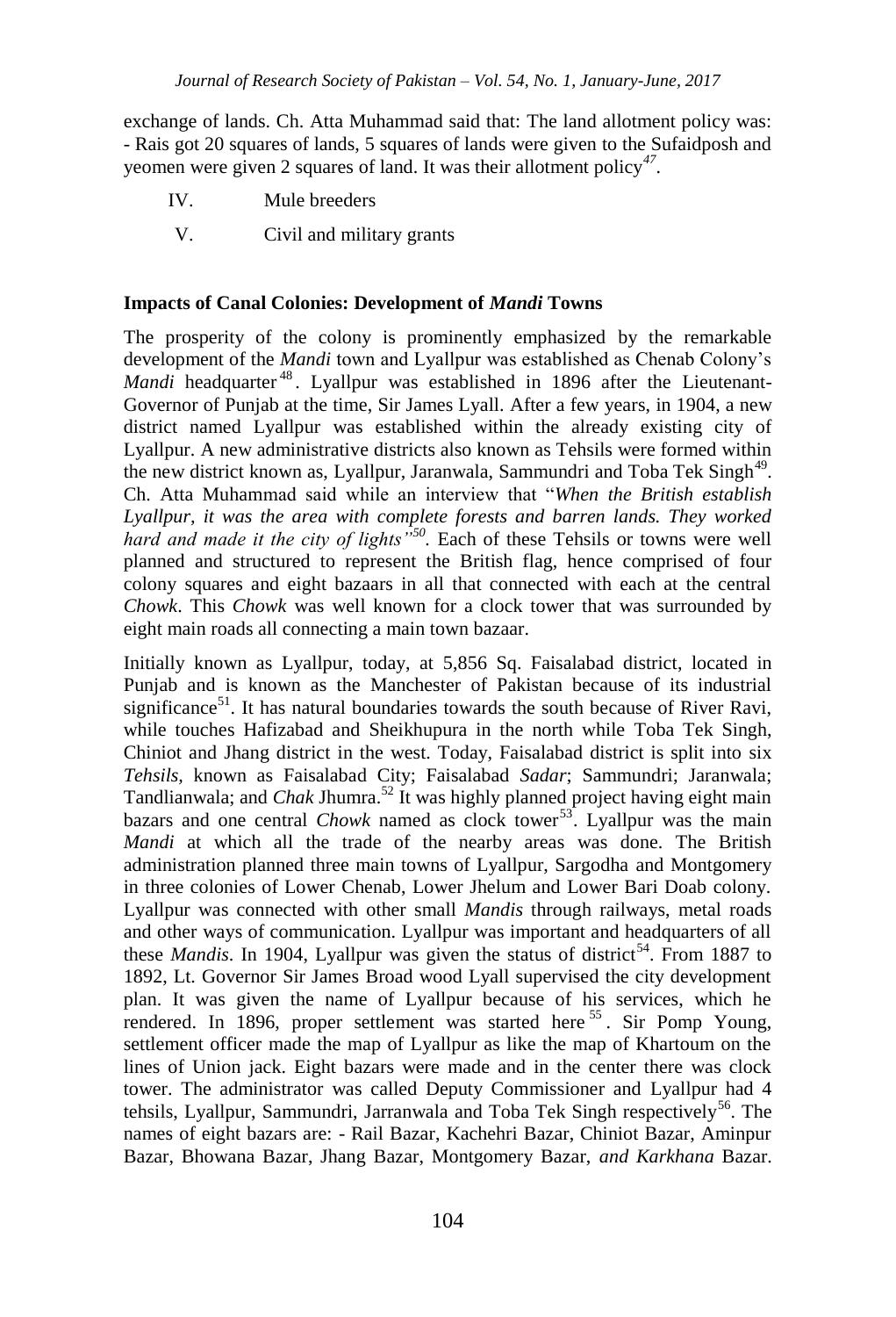exchange of lands. Ch. Atta Muhammad said that: The land allotment policy was: - Rais got 20 squares of lands, 5 squares of lands were given to the Sufaidposh and yeomen were given 2 squares of land. It was their allotment policy[47].

IV. Mule breeders

V. Civil and military grants

**Impacts of Canal Colonies: Development of *Mandi* Towns**

The prosperity of the colony is prominently emphasized by the remarkable development of the *Mandi* town and Lyallpur was established as Chenab Colony's *Mandi* headquarter[48]. Lyallpur was established in 1896 after the Lieutenant-Governor of Punjab at the time, Sir James Lyall. After a few years, in 1904, a new district named Lyallpur was established within the already existing city of Lyallpur. A new administrative districts also known as Tehsils were formed within the new district known as, Lyallpur, Jaranwala, Sammundri and Toba Tek Singh[49]. Ch. Atta Muhammad said while an interview that "*When the British establish Lyallpur, it was the area with complete forests and barren lands. They worked hard and made it the city of lights"*[50]. Each of these Tehsils or towns were well planned and structured to represent the British flag, hence comprised of four colony squares and eight bazaars in all that connected with each at the central *Chowk*. This *Chowk* was well known for a clock tower that was surrounded by eight main roads all connecting a main town bazaar.

Initially known as Lyallpur, today, at 5,856 Sq. Faisalabad district, located in Punjab and is known as the Manchester of Pakistan because of its industrial significance[51]. It has natural boundaries towards the south because of River Ravi, while touches Hafizabad and Sheikhupura in the north while Toba Tek Singh, Chiniot and Jhang district in the west. Today, Faisalabad district is split into six *Tehsils*, known as Faisalabad City; Faisalabad *Sadar*; Sammundri; Jaranwala; Tandlianwala; and *Chak* Jhumra.[52] It was highly planned project having eight main bazars and one central *Chowk* named as clock tower[53]. Lyallpur was the main *Mandi* at which all the trade of the nearby areas was done. The British administration planned three main towns of Lyallpur, Sargodha and Montgomery in three colonies of Lower Chenab, Lower Jhelum and Lower Bari Doab colony. Lyallpur was connected with other small *Mandis* through railways, metal roads and other ways of communication. Lyallpur was important and headquarters of all these *Mandis*. In 1904, Lyallpur was given the status of district[54]. From 1887 to 1892, Lt. Governor Sir James Broad wood Lyall supervised the city development plan. It was given the name of Lyallpur because of his services, which he rendered. In 1896, proper settlement was started here[55]. Sir Pomp Young, settlement officer made the map of Lyallpur as like the map of Khartoum on the lines of Union jack. Eight bazars were made and in the center there was clock tower. The administrator was called Deputy Commissioner and Lyallpur had 4 tehsils, Lyallpur, Sammundri, Jarranwala and Toba Tek Singh respectively[56]. The names of eight bazars are: - Rail Bazar, Kachehri Bazar, Chiniot Bazar, Aminpur Bazar, Bhowana Bazar, Jhang Bazar, Montgomery Bazar, *and Karkhana* Bazar.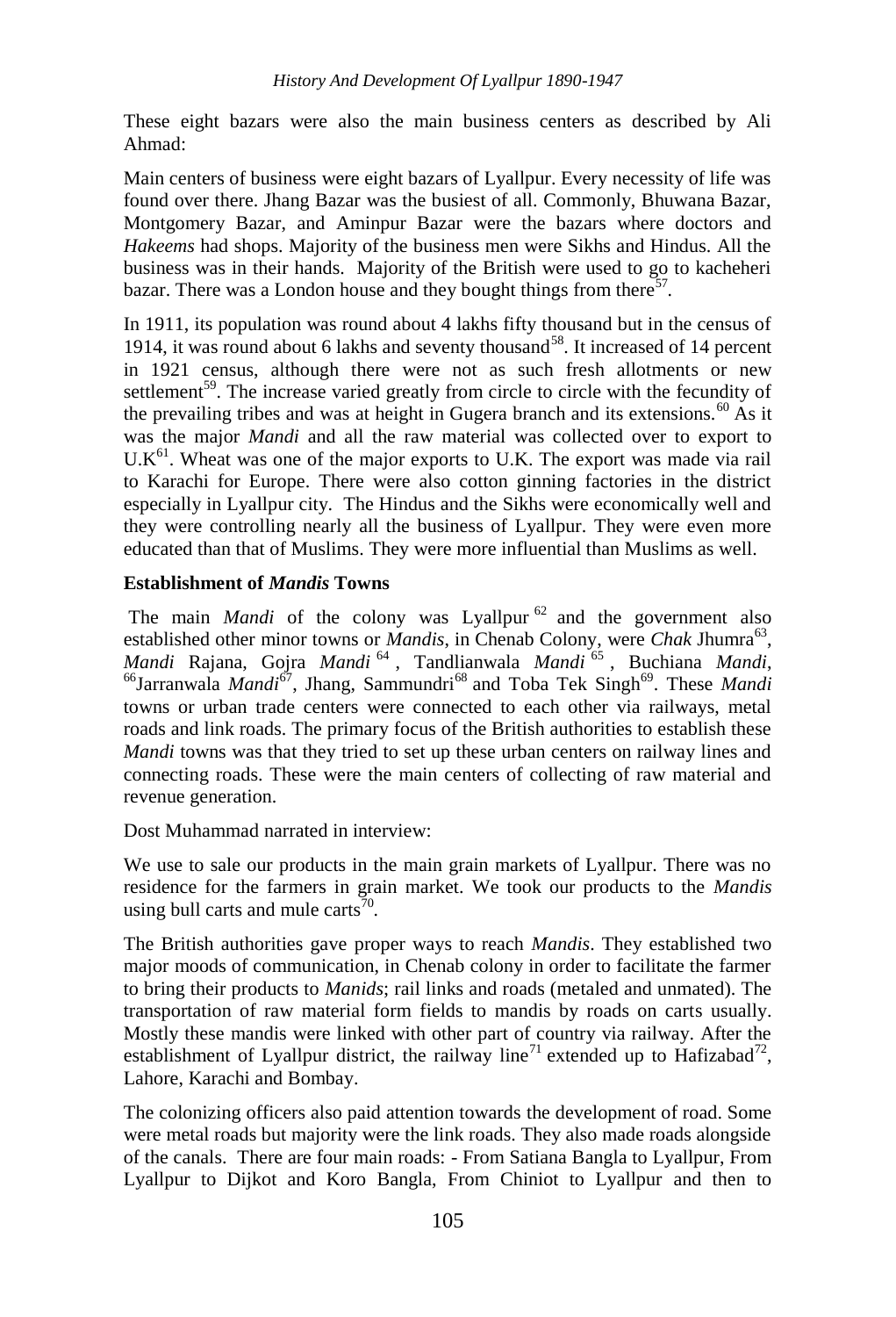These eight bazars were also the main business centers as described by Ali Ahmad:

Main centers of business were eight bazars of Lyallpur. Every necessity of life was found over there. Jhang Bazar was the busiest of all. Commonly, Bhuwana Bazar, Montgomery Bazar, and Aminpur Bazar were the bazars where doctors and *Hakeems* had shops. Majority of the business men were Sikhs and Hindus. All the business was in their hands. Majority of the British were used to go to kacheheri bazar. There was a London house and they bought things from there[57].

In 1911, its population was round about 4 lakhs fifty thousand but in the census of 1914, it was round about 6 lakhs and seventy thousand[58]. It increased of 14 percent in 1921 census, although there were not as such fresh allotments or new settlement[59]. The increase varied greatly from circle to circle with the fecundity of the prevailing tribes and was at height in Gugera branch and its extensions.[60] As it was the major *Mandi* and all the raw material was collected over to export to U.K[61]. Wheat was one of the major exports to U.K. The export was made via rail to Karachi for Europe. There were also cotton ginning factories in the district especially in Lyallpur city. The Hindus and the Sikhs were economically well and they were controlling nearly all the business of Lyallpur. They were even more educated than that of Muslims. They were more influential than Muslims as well.

### Establishment of *Mandis* Towns

The main *Mandi* of the colony was Lyallpur[62] and the government also established other minor towns or *Mandis*, in Chenab Colony, were *Chak* Jhumra[63], *Mandi* Rajana, Gojra *Mandi*[64], Tandlianwala *Mandi*[65], Buchiana *Mandi*, [66]Jarranwala *Mandi*[67], Jhang, Sammundri[68] and Toba Tek Singh[69]. These *Mandi* towns or urban trade centers were connected to each other via railways, metal roads and link roads. The primary focus of the British authorities to establish these *Mandi* towns was that they tried to set up these urban centers on railway lines and connecting roads. These were the main centers of collecting of raw material and revenue generation.

Dost Muhammad narrated in interview:

We use to sale our products in the main grain markets of Lyallpur. There was no residence for the farmers in grain market. We took our products to the *Mandis* using bull carts and mule carts[70].

The British authorities gave proper ways to reach *Mandis*. They established two major moods of communication, in Chenab colony in order to facilitate the farmer to bring their products to *Manids*; rail links and roads (metaled and unmated). The transportation of raw material form fields to mandis by roads on carts usually. Mostly these mandis were linked with other part of country via railway. After the establishment of Lyallpur district, the railway line[71] extended up to Hafizabad[72], Lahore, Karachi and Bombay.

The colonizing officers also paid attention towards the development of road. Some were metal roads but majority were the link roads. They also made roads alongside of the canals. There are four main roads: - From Satiana Bangla to Lyallpur, From Lyallpur to Dijkot and Koro Bangla, From Chiniot to Lyallpur and then to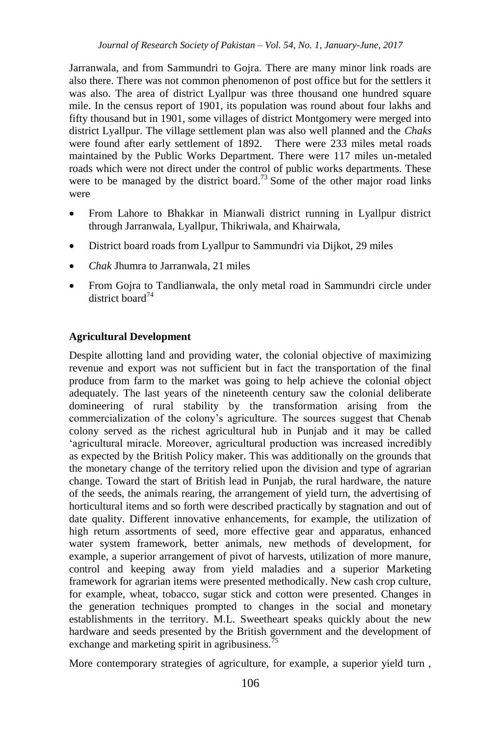Jarranwala, and from Sammundri to Gojra. There are many minor link roads are also there. There was not common phenomenon of post office but for the settlers it was also. The area of district Lyallpur was three thousand one hundred square mile. In the census report of 1901, its population was round about four lakhs and fifty thousand but in 1901, some villages of district Montgomery were merged into district Lyallpur. The village settlement plan was also well planned and the *Chaks* were found after early settlement of 1892. There were 233 miles metal roads maintained by the Public Works Department. There were 117 miles un-metaled roads which were not direct under the control of public works departments. These were to be managed by the district board.[73] Some of the other major road links were

- From Lahore to Bhakkar in Mianwali district running in Lyallpur district through Jarranwala, Lyallpur, Thikriwala, and Khairwala,
- District board roads from Lyallpur to Sammundri via Dijkot, 29 miles
- *Chak* Jhumra to Jarranwala, 21 miles
- From Gojra to Tandlianwala, the only metal road in Sammundri circle under district board[74]

## Agricultural Development

Despite allotting land and providing water, the colonial objective of maximizing revenue and export was not sufficient but in fact the transportation of the final produce from farm to the market was going to help achieve the colonial object adequately. The last years of the nineteenth century saw the colonial deliberate domineering of rural stability by the transformation arising from the commercialization of the colony's agriculture. The sources suggest that Chenab colony served as the richest agricultural hub in Punjab and it may be called 'agricultural miracle. Moreover, agricultural production was increased incredibly as expected by the British Policy maker. This was additionally on the grounds that the monetary change of the territory relied upon the division and type of agrarian change. Toward the start of British lead in Punjab, the rural hardware, the nature of the seeds, the animals rearing, the arrangement of yield turn, the advertising of horticultural items and so forth were described practically by stagnation and out of date quality. Different innovative enhancements, for example, the utilization of high return assortments of seed, more effective gear and apparatus, enhanced water system framework, better animals, new methods of development, for example, a superior arrangement of pivot of harvests, utilization of more manure, control and keeping away from yield maladies and a superior Marketing framework for agrarian items were presented methodically. New cash crop culture, for example, wheat, tobacco, sugar stick and cotton were presented. Changes in the generation techniques prompted to changes in the social and monetary establishments in the territory. M.L. Sweetheart speaks quickly about the new hardware and seeds presented by the British government and the development of exchange and marketing spirit in agribusiness.[75]

More contemporary strategies of agriculture, for example, a superior yield turn ,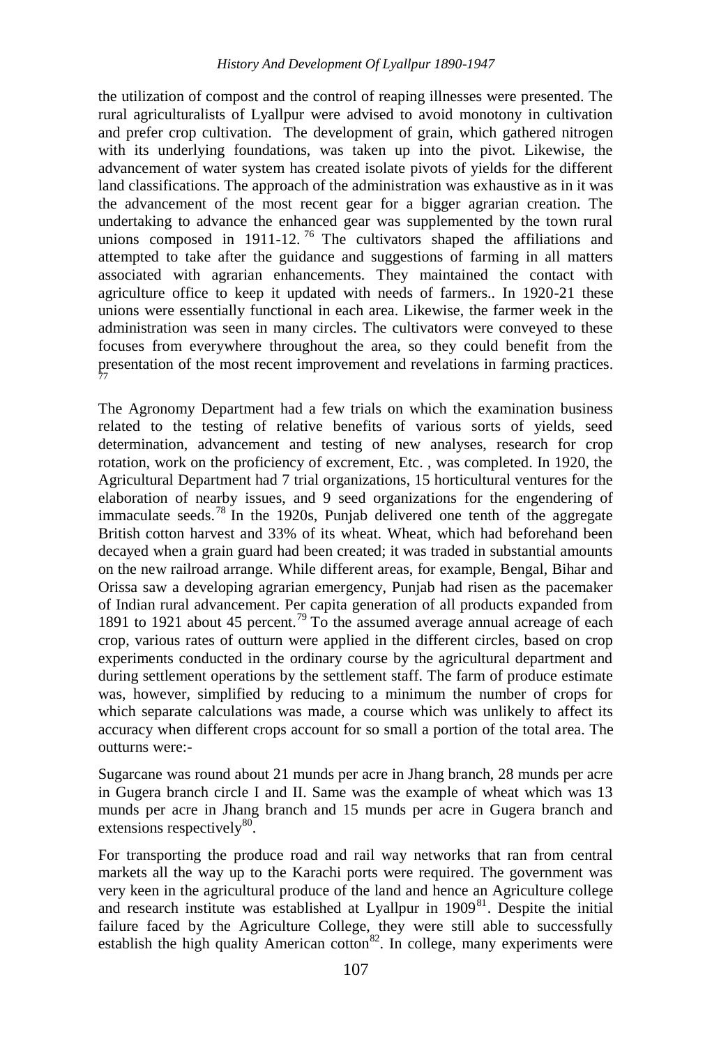the utilization of compost and the control of reaping illnesses were presented. The rural agriculturalists of Lyallpur were advised to avoid monotony in cultivation and prefer crop cultivation. The development of grain, which gathered nitrogen with its underlying foundations, was taken up into the pivot. Likewise, the advancement of water system has created isolate pivots of yields for the different land classifications. The approach of the administration was exhaustive as in it was the advancement of the most recent gear for a bigger agrarian creation. The undertaking to advance the enhanced gear was supplemented by the town rural unions composed in 1911-12.[76] The cultivators shaped the affiliations and attempted to take after the guidance and suggestions of farming in all matters associated with agrarian enhancements. They maintained the contact with agriculture office to keep it updated with needs of farmers.. In 1920-21 these unions were essentially functional in each area. Likewise, the farmer week in the administration was seen in many circles. The cultivators were conveyed to these focuses from everywhere throughout the area, so they could benefit from the presentation of the most recent improvement and revelations in farming practices.[77]

The Agronomy Department had a few trials on which the examination business related to the testing of relative benefits of various sorts of yields, seed determination, advancement and testing of new analyses, research for crop rotation, work on the proficiency of excrement, Etc. , was completed. In 1920, the Agricultural Department had 7 trial organizations, 15 horticultural ventures for the elaboration of nearby issues, and 9 seed organizations for the engendering of immaculate seeds.[78] In the 1920s, Punjab delivered one tenth of the aggregate British cotton harvest and 33% of its wheat. Wheat, which had beforehand been decayed when a grain guard had been created; it was traded in substantial amounts on the new railroad arrange. While different areas, for example, Bengal, Bihar and Orissa saw a developing agrarian emergency, Punjab had risen as the pacemaker of Indian rural advancement. Per capita generation of all products expanded from 1891 to 1921 about 45 percent.[79] To the assumed average annual acreage of each crop, various rates of outturn were applied in the different circles, based on crop experiments conducted in the ordinary course by the agricultural department and during settlement operations by the settlement staff. The farm of produce estimate was, however, simplified by reducing to a minimum the number of crops for which separate calculations was made, a course which was unlikely to affect its accuracy when different crops account for so small a portion of the total area. The outturns were:-

Sugarcane was round about 21 munds per acre in Jhang branch, 28 munds per acre in Gugera branch circle I and II. Same was the example of wheat which was 13 munds per acre in Jhang branch and 15 munds per acre in Gugera branch and extensions respectively[80].

For transporting the produce road and rail way networks that ran from central markets all the way up to the Karachi ports were required. The government was very keen in the agricultural produce of the land and hence an Agriculture college and research institute was established at Lyallpur in 1909[81]. Despite the initial failure faced by the Agriculture College, they were still able to successfully establish the high quality American cotton[82]. In college, many experiments were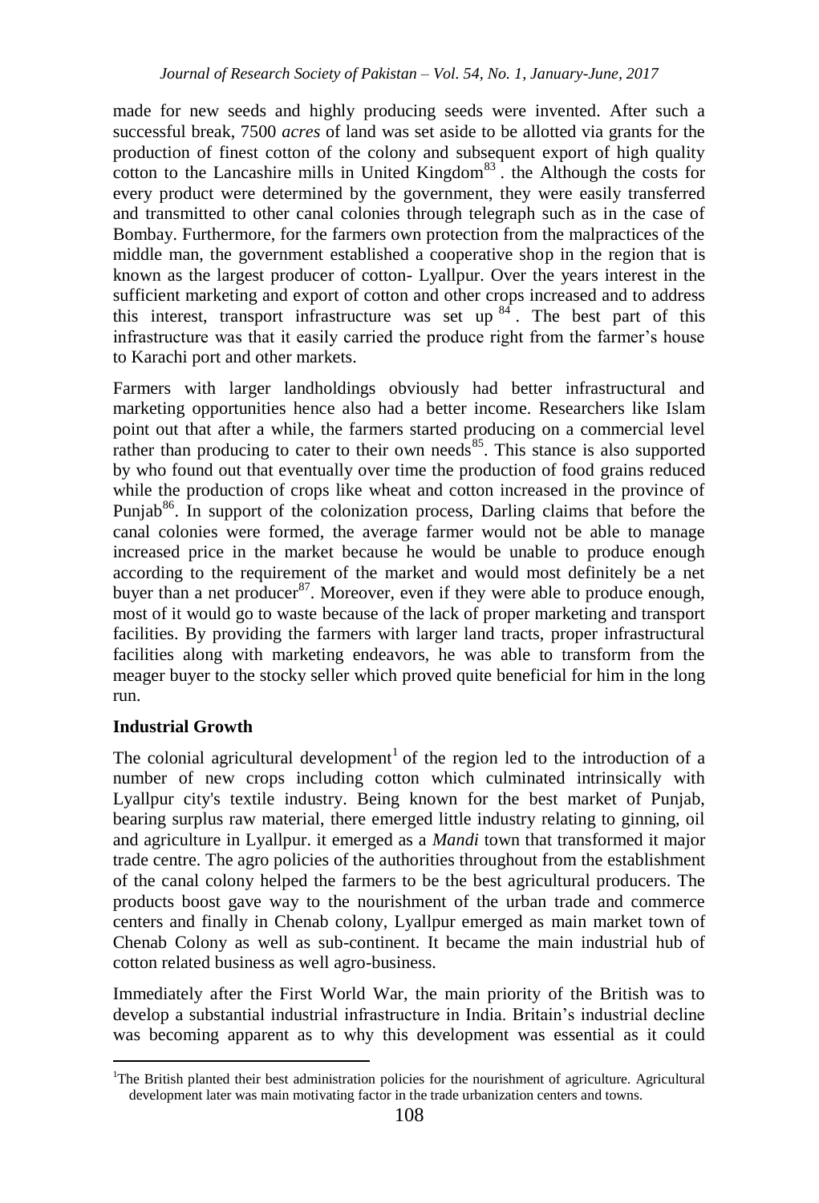made for new seeds and highly producing seeds were invented. After such a successful break, 7500 *acres* of land was set aside to be allotted via grants for the production of finest cotton of the colony and subsequent export of high quality cotton to the Lancashire mills in United Kingdom[83]. the Although the costs for every product were determined by the government, they were easily transferred and transmitted to other canal colonies through telegraph such as in the case of Bombay. Furthermore, for the farmers own protection from the malpractices of the middle man, the government established a cooperative shop in the region that is known as the largest producer of cotton- Lyallpur. Over the years interest in the sufficient marketing and export of cotton and other crops increased and to address this interest, transport infrastructure was set up [84]. The best part of this infrastructure was that it easily carried the produce right from the farmer's house to Karachi port and other markets.

Farmers with larger landholdings obviously had better infrastructural and marketing opportunities hence also had a better income. Researchers like Islam point out that after a while, the farmers started producing on a commercial level rather than producing to cater to their own needs[85]. This stance is also supported by who found out that eventually over time the production of food grains reduced while the production of crops like wheat and cotton increased in the province of Punjab[86]. In support of the colonization process, Darling claims that before the canal colonies were formed, the average farmer would not be able to manage increased price in the market because he would be unable to produce enough according to the requirement of the market and would most definitely be a net buyer than a net producer[87]. Moreover, even if they were able to produce enough, most of it would go to waste because of the lack of proper marketing and transport facilities. By providing the farmers with larger land tracts, proper infrastructural facilities along with marketing endeavors, he was able to transform from the meager buyer to the stocky seller which proved quite beneficial for him in the long run.

**Industrial Growth**

The colonial agricultural development[1] of the region led to the introduction of a number of new crops including cotton which culminated intrinsically with Lyallpur city's textile industry. Being known for the best market of Punjab, bearing surplus raw material, there emerged little industry relating to ginning, oil and agriculture in Lyallpur. it emerged as a *Mandi* town that transformed it major trade centre. The agro policies of the authorities throughout from the establishment of the canal colony helped the farmers to be the best agricultural producers. The products boost gave way to the nourishment of the urban trade and commerce centers and finally in Chenab colony, Lyallpur emerged as main market town of Chenab Colony as well as sub-continent. It became the main industrial hub of cotton related business as well agro-business.

Immediately after the First World War, the main priority of the British was to develop a substantial industrial infrastructure in India. Britain's industrial decline was becoming apparent as to why this development was essential as it could

[1]The British planted their best administration policies for the nourishment of agriculture. Agricultural development later was main motivating factor in the trade urbanization centers and towns.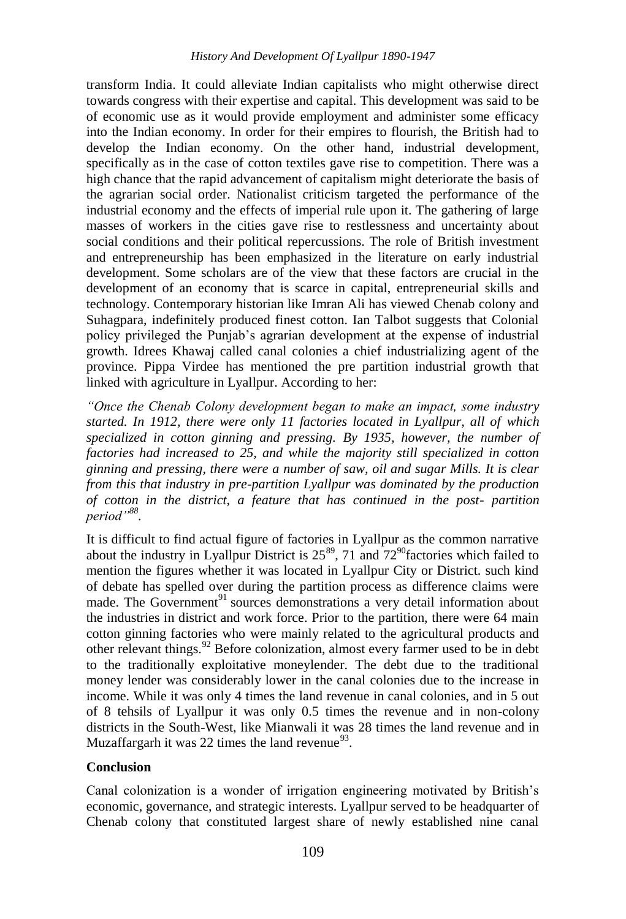transform India. It could alleviate Indian capitalists who might otherwise direct towards congress with their expertise and capital. This development was said to be of economic use as it would provide employment and administer some efficacy into the Indian economy. In order for their empires to flourish, the British had to develop the Indian economy. On the other hand, industrial development, specifically as in the case of cotton textiles gave rise to competition. There was a high chance that the rapid advancement of capitalism might deteriorate the basis of the agrarian social order. Nationalist criticism targeted the performance of the industrial economy and the effects of imperial rule upon it. The gathering of large masses of workers in the cities gave rise to restlessness and uncertainty about social conditions and their political repercussions. The role of British investment and entrepreneurship has been emphasized in the literature on early industrial development. Some scholars are of the view that these factors are crucial in the development of an economy that is scarce in capital, entrepreneurial skills and technology. Contemporary historian like Imran Ali has viewed Chenab colony and Suhagpara, indefinitely produced finest cotton. Ian Talbot suggests that Colonial policy privileged the Punjab's agrarian development at the expense of industrial growth. Idrees Khawaj called canal colonies a chief industrializing agent of the province. Pippa Virdee has mentioned the pre partition industrial growth that linked with agriculture in Lyallpur. According to her:

*"Once the Chenab Colony development began to make an impact, some industry started. In 1912, there were only 11 factories located in Lyallpur, all of which specialized in cotton ginning and pressing. By 1935, however, the number of factories had increased to 25, and while the majority still specialized in cotton ginning and pressing, there were a number of saw, oil and sugar Mills. It is clear from this that industry in pre-partition Lyallpur was dominated by the production of cotton in the district, a feature that has continued in the post- partition period"*[88].

It is difficult to find actual figure of factories in Lyallpur as the common narrative about the industry in Lyallpur District is 25[89], 71 and 72[90]factories which failed to mention the figures whether it was located in Lyallpur City or District. such kind of debate has spelled over during the partition process as difference claims were made. The Government[91] sources demonstrations a very detail information about the industries in district and work force. Prior to the partition, there were 64 main cotton ginning factories who were mainly related to the agricultural products and other relevant things.[92] Before colonization, almost every farmer used to be in debt to the traditionally exploitative moneylender. The debt due to the traditional money lender was considerably lower in the canal colonies due to the increase in income. While it was only 4 times the land revenue in canal colonies, and in 5 out of 8 tehsils of Lyallpur it was only 0.5 times the revenue and in non-colony districts in the South-West, like Mianwali it was 28 times the land revenue and in Muzaffargarh it was 22 times the land revenue[93].

## Conclusion

Canal colonization is a wonder of irrigation engineering motivated by British's economic, governance, and strategic interests. Lyallpur served to be headquarter of Chenab colony that constituted largest share of newly established nine canal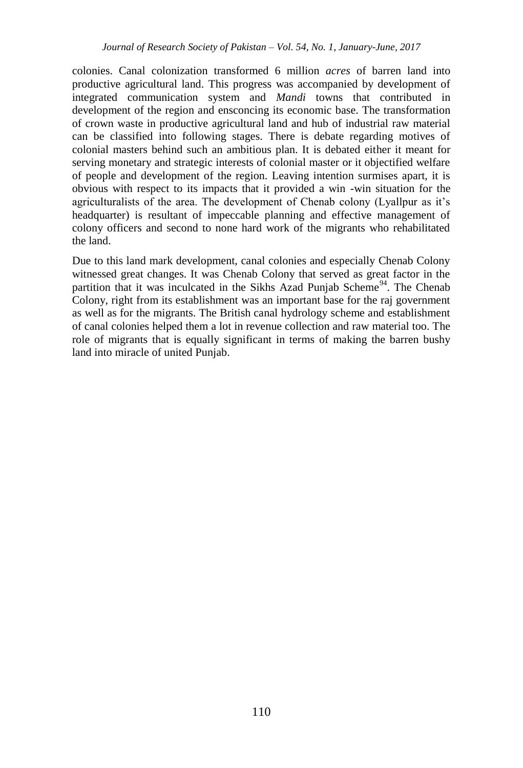colonies. Canal colonization transformed 6 million *acres* of barren land into productive agricultural land. This progress was accompanied by development of integrated communication system and *Mandi* towns that contributed in development of the region and ensconcing its economic base. The transformation of crown waste in productive agricultural land and hub of industrial raw material can be classified into following stages. There is debate regarding motives of colonial masters behind such an ambitious plan. It is debated either it meant for serving monetary and strategic interests of colonial master or it objectified welfare of people and development of the region. Leaving intention surmises apart, it is obvious with respect to its impacts that it provided a win -win situation for the agriculturalists of the area. The development of Chenab colony (Lyallpur as it's headquarter) is resultant of impeccable planning and effective management of colony officers and second to none hard work of the migrants who rehabilitated the land.

Due to this land mark development, canal colonies and especially Chenab Colony witnessed great changes. It was Chenab Colony that served as great factor in the partition that it was inculcated in the Sikhs Azad Punjab Scheme[94]. The Chenab Colony, right from its establishment was an important base for the raj government as well as for the migrants. The British canal hydrology scheme and establishment of canal colonies helped them a lot in revenue collection and raw material too. The role of migrants that is equally significant in terms of making the barren bushy land into miracle of united Punjab.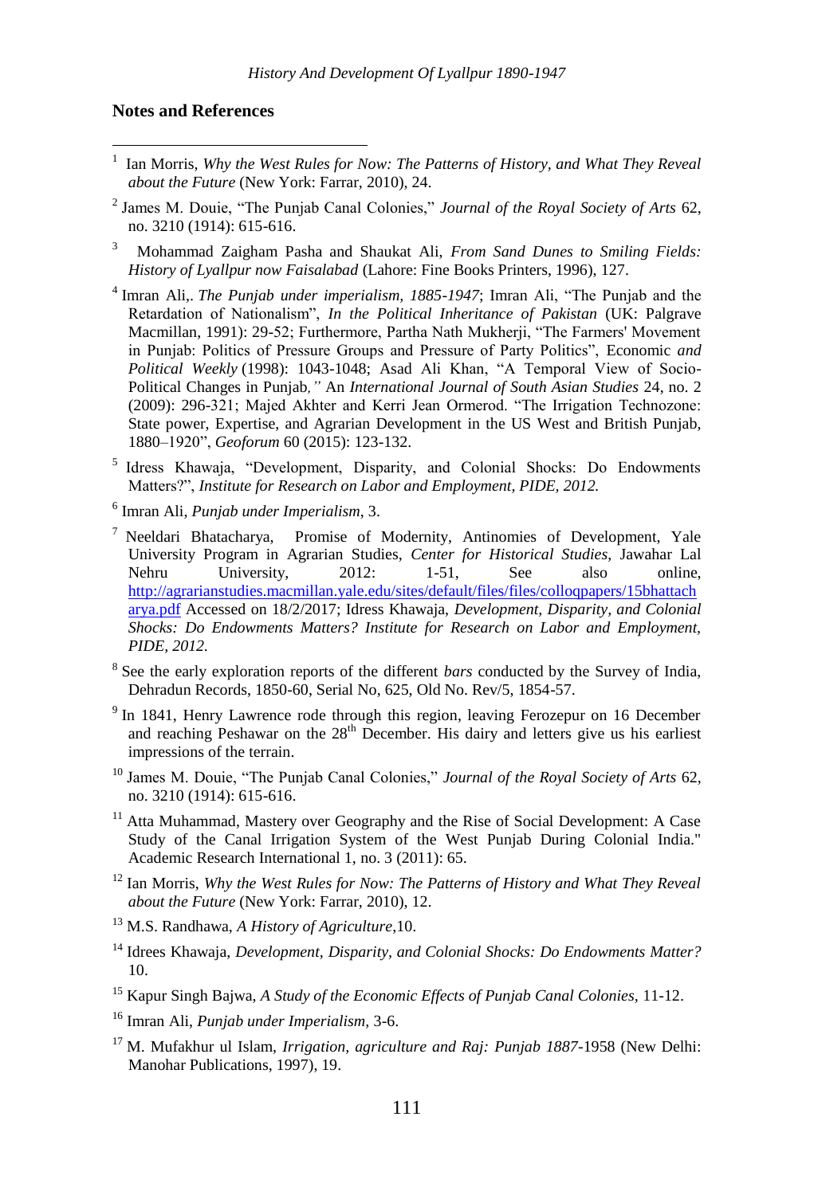## Notes and References

1 Ian Morris, *Why the West Rules for Now: The Patterns of History, and What They Reveal about the Future* (New York: Farrar, 2010), 24.

2 James M. Douie, "The Punjab Canal Colonies," *Journal of the Royal Society of Arts* 62, no. 3210 (1914): 615-616.

3 Mohammad Zaigham Pasha and Shaukat Ali, *From Sand Dunes to Smiling Fields: History of Lyallpur now Faisalabad* (Lahore: Fine Books Printers, 1996), 127.

4 Imran Ali,. *The Punjab under imperialism, 1885-1947*; Imran Ali, "The Punjab and the Retardation of Nationalism", *In the Political Inheritance of Pakistan* (UK: Palgrave Macmillan, 1991): 29-52; Furthermore, Partha Nath Mukherji, "The Farmers' Movement in Punjab: Politics of Pressure Groups and Pressure of Party Politics", Economic *and Political Weekly* (1998): 1043-1048; Asad Ali Khan, "A Temporal View of Socio-Political Changes in Punjab*,"* An *International Journal of South Asian Studies* 24, no. 2 (2009): 296-321; Majed Akhter and Kerri Jean Ormerod. "The Irrigation Technozone: State power, Expertise, and Agrarian Development in the US West and British Punjab, 1880–1920", *Geoforum* 60 (2015): 123-132.

5 Idress Khawaja, "Development, Disparity, and Colonial Shocks: Do Endowments Matters?", *Institute for Research on Labor and Employment, PIDE, 2012.*

6 Imran Ali, *Punjab under Imperialism*, 3.

7 Neeldari Bhatacharya, Promise of Modernity, Antinomies of Development, Yale University Program in Agrarian Studies, *Center for Historical Studies*, Jawahar Lal Nehru University, 2012: 1-51, See also online, http://agrarianstudies.macmillan.yale.edu/sites/default/files/files/colloqpapers/15bhattacharya.pdf Accessed on 18/2/2017; Idress Khawaja, *Development, Disparity, and Colonial Shocks: Do Endowments Matters? Institute for Research on Labor and Employment, PIDE, 2012.*

8 See the early exploration reports of the different *bars* conducted by the Survey of India, Dehradun Records, 1850-60, Serial No, 625, Old No. Rev/5, 1854-57.

9 In 1841, Henry Lawrence rode through this region, leaving Ferozepur on 16 December and reaching Peshawar on the 28th December. His dairy and letters give us his earliest impressions of the terrain.

10 James M. Douie, "The Punjab Canal Colonies," *Journal of the Royal Society of Arts* 62, no. 3210 (1914): 615-616.

11 Atta Muhammad, Mastery over Geography and the Rise of Social Development: A Case Study of the Canal Irrigation System of the West Punjab During Colonial India." Academic Research International 1, no. 3 (2011): 65.

12 Ian Morris, *Why the West Rules for Now: The Patterns of History and What They Reveal about the Future* (New York: Farrar, 2010), 12.

13 M.S. Randhawa, *A History of Agriculture*,10.

14 Idrees Khawaja, *Development, Disparity, and Colonial Shocks: Do Endowments Matter?* 10.

15 Kapur Singh Bajwa, *A Study of the Economic Effects of Punjab Canal Colonies*, 11-12.

16 Imran Ali, *Punjab under Imperialism*, 3-6.

17 M. Mufakhur ul Islam, *Irrigation, agriculture and Raj: Punjab 1887*-1958 (New Delhi: Manohar Publications, 1997), 19.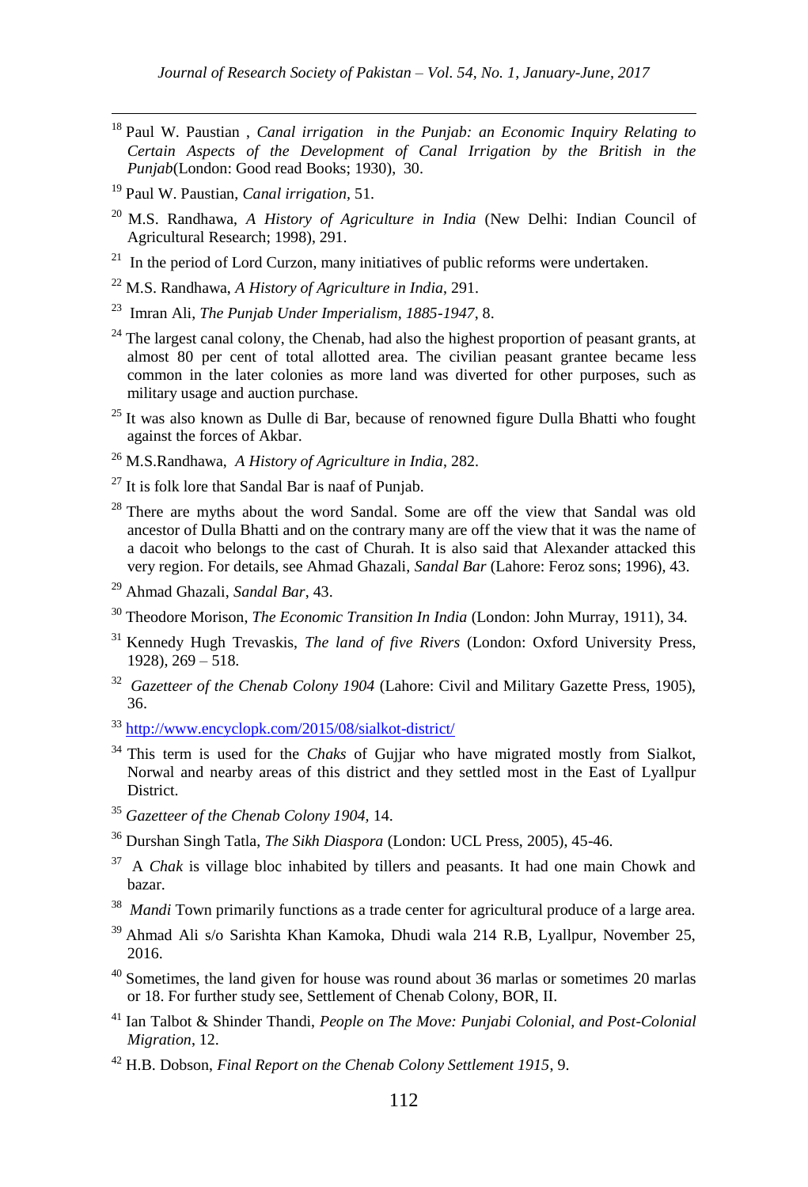[18] Paul W. Paustian , *Canal irrigation in the Punjab: an Economic Inquiry Relating to Certain Aspects of the Development of Canal Irrigation by the British in the Punjab*(London: Good read Books; 1930), 30.

[19] Paul W. Paustian, *Canal irrigation,* 51.

[20] M.S. Randhawa, *A History of Agriculture in India* (New Delhi: Indian Council of Agricultural Research; 1998), 291.

[21] In the period of Lord Curzon, many initiatives of public reforms were undertaken.

[22] M.S. Randhawa, *A History of Agriculture in India*, 291.

[23] Imran Ali, *The Punjab Under Imperialism, 1885-1947*, 8.

[24] The largest canal colony, the Chenab, had also the highest proportion of peasant grants, at almost 80 per cent of total allotted area. The civilian peasant grantee became less common in the later colonies as more land was diverted for other purposes, such as military usage and auction purchase.

[25] It was also known as Dulle di Bar, because of renowned figure Dulla Bhatti who fought against the forces of Akbar.

[26] M.S.Randhawa, *A History of Agriculture in India*, 282.

[27] It is folk lore that Sandal Bar is naaf of Punjab.

[28] There are myths about the word Sandal. Some are off the view that Sandal was old ancestor of Dulla Bhatti and on the contrary many are off the view that it was the name of a dacoit who belongs to the cast of Churah. It is also said that Alexander attacked this very region. For details, see Ahmad Ghazali, *Sandal Bar* (Lahore: Feroz sons; 1996), 43.

[29] Ahmad Ghazali, *Sandal Bar*, 43.

[30] Theodore Morison, *The Economic Transition In India* (London: John Murray, 1911), 34.

[31] Kennedy Hugh Trevaskis, *The land of five Rivers* (London: Oxford University Press, 1928), 269 – 518.

[32] *Gazetteer of the Chenab Colony 1904* (Lahore: Civil and Military Gazette Press, 1905), 36.

[33] http://www.encyclopk.com/2015/08/sialkot-district/

[34] This term is used for the *Chaks* of Gujjar who have migrated mostly from Sialkot, Norwal and nearby areas of this district and they settled most in the East of Lyallpur District.

[35] *Gazetteer of the Chenab Colony 1904,* 14.

[36] Durshan Singh Tatla, *The Sikh Diaspora* (London: UCL Press, 2005), 45-46.

[37] A *Chak* is village bloc inhabited by tillers and peasants. It had one main Chowk and bazar.

[38] *Mandi* Town primarily functions as a trade center for agricultural produce of a large area.

[39] Ahmad Ali s/o Sarishta Khan Kamoka, Dhudi wala 214 R.B, Lyallpur, November 25, 2016.

[40] Sometimes, the land given for house was round about 36 marlas or sometimes 20 marlas or 18. For further study see, Settlement of Chenab Colony, BOR, II.

[41] Ian Talbot & Shinder Thandi, *People on The Move: Punjabi Colonial, and Post-Colonial Migration*, 12.

[42] H.B. Dobson, *Final Report on the Chenab Colony Settlement 1915*, 9.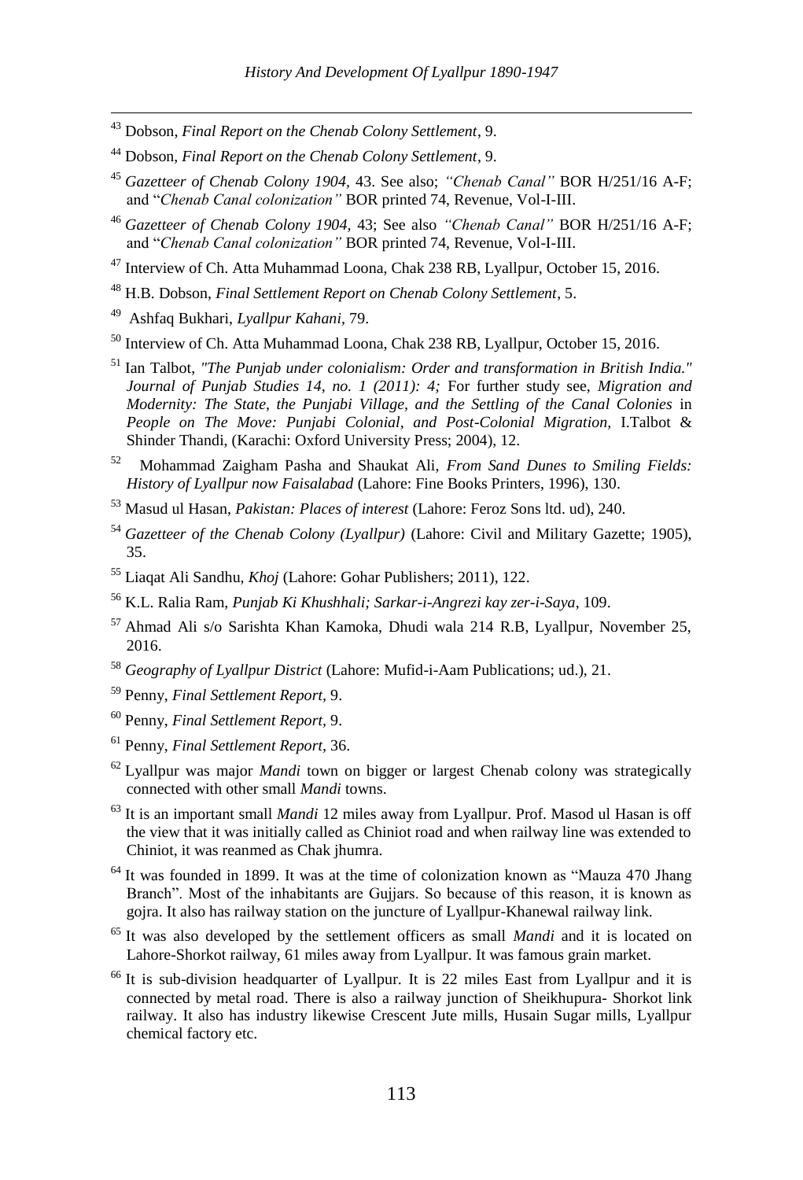[43] Dobson, *Final Report on the Chenab Colony Settlement*, 9.

[44] Dobson, *Final Report on the Chenab Colony Settlement*, 9.

[45] *Gazetteer of Chenab Colony 1904,* 43. See also; *"Chenab Canal"* BOR H/251/16 A-F; and "*Chenab Canal colonization"* BOR printed 74, Revenue, Vol-I-III.

[46] *Gazetteer of Chenab Colony 1904,* 43; See also *"Chenab Canal"* BOR H/251/16 A-F; and "*Chenab Canal colonization"* BOR printed 74, Revenue, Vol-I-III.

[47] Interview of Ch. Atta Muhammad Loona, Chak 238 RB, Lyallpur, October 15, 2016.

[48] H.B. Dobson, *Final Settlement Report on Chenab Colony Settlement*, 5.

[49] Ashfaq Bukhari, *Lyallpur Kahani*, 79.

[50] Interview of Ch. Atta Muhammad Loona, Chak 238 RB, Lyallpur, October 15, 2016.

[51] Ian Talbot, *"The Punjab under colonialism: Order and transformation in British India." Journal of Punjab Studies 14, no. 1 (2011): 4;* For further study see, *Migration and Modernity: The State, the Punjabi Village, and the Settling of the Canal Colonies* in *People on The Move: Punjabi Colonial, and Post-Colonial Migration,* I.Talbot & Shinder Thandi, (Karachi: Oxford University Press; 2004), 12.

[52] Mohammad Zaigham Pasha and Shaukat Ali, *From Sand Dunes to Smiling Fields: History of Lyallpur now Faisalabad* (Lahore: Fine Books Printers, 1996), 130.

[53] Masud ul Hasan, *Pakistan: Places of interest* (Lahore: Feroz Sons ltd. ud), 240.

[54] *Gazetteer of the Chenab Colony (Lyallpur)* (Lahore: Civil and Military Gazette; 1905), 35.

[55] Liaqat Ali Sandhu, *Khoj* (Lahore: Gohar Publishers; 2011), 122.

[56] K.L. Ralia Ram, *Punjab Ki Khushhali; Sarkar-i-Angrezi kay zer-i-Saya*, 109.

[57] Ahmad Ali s/o Sarishta Khan Kamoka, Dhudi wala 214 R.B, Lyallpur, November 25, 2016.

[58] *Geography of Lyallpur District* (Lahore: Mufid-i-Aam Publications; ud.), 21.

[59] Penny, *Final Settlement Report*, 9.

[60] Penny, *Final Settlement Report*, 9.

[61] Penny, *Final Settlement Report*, 36.

[62] Lyallpur was major *Mandi* town on bigger or largest Chenab colony was strategically connected with other small *Mandi* towns.

[63] It is an important small *Mandi* 12 miles away from Lyallpur. Prof. Masod ul Hasan is off the view that it was initially called as Chiniot road and when railway line was extended to Chiniot, it was reanmed as Chak jhumra.

[64] It was founded in 1899. It was at the time of colonization known as "Mauza 470 Jhang Branch". Most of the inhabitants are Gujjars. So because of this reason, it is known as gojra. It also has railway station on the juncture of Lyallpur-Khanewal railway link.

[65] It was also developed by the settlement officers as small *Mandi* and it is located on Lahore-Shorkot railway, 61 miles away from Lyallpur. It was famous grain market.

[66] It is sub-division headquarter of Lyallpur. It is 22 miles East from Lyallpur and it is connected by metal road. There is also a railway junction of Sheikhupura- Shorkot link railway. It also has industry likewise Crescent Jute mills, Husain Sugar mills, Lyallpur chemical factory etc.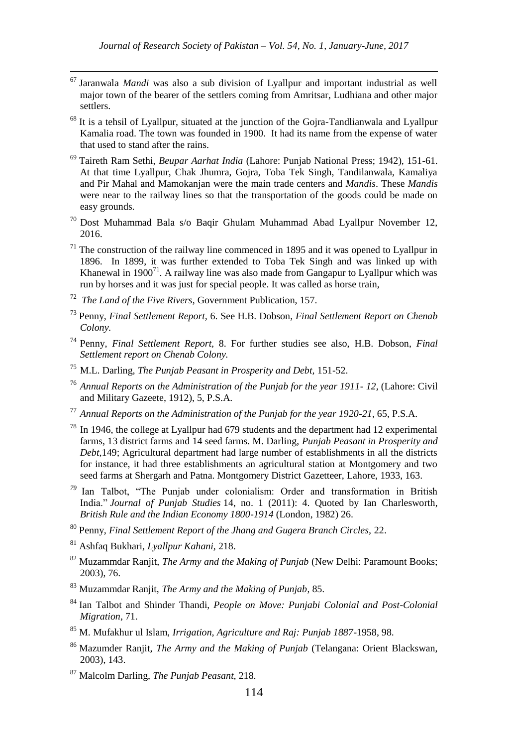[67] Jaranwala *Mandi* was also a sub division of Lyallpur and important industrial as well major town of the bearer of the settlers coming from Amritsar, Ludhiana and other major settlers.

[68] It is a tehsil of Lyallpur, situated at the junction of the Gojra-Tandlianwala and Lyallpur Kamalia road. The town was founded in 1900. It had its name from the expense of water that used to stand after the rains.

[69] Taireth Ram Sethi, *Beupar Aarhat India* (Lahore: Punjab National Press; 1942), 151-61. At that time Lyallpur, Chak Jhumra, Gojra, Toba Tek Singh, Tandilanwala, Kamaliya and Pir Mahal and Mamokanjan were the main trade centers and *Mandis*. These *Mandis* were near to the railway lines so that the transportation of the goods could be made on easy grounds.

[70] Dost Muhammad Bala s/o Baqir Ghulam Muhammad Abad Lyallpur November 12, 2016.

[71] The construction of the railway line commenced in 1895 and it was opened to Lyallpur in 1896. In 1899, it was further extended to Toba Tek Singh and was linked up with Khanewal in 1900[71]. A railway line was also made from Gangapur to Lyallpur which was run by horses and it was just for special people. It was called as horse train,

[72] *The Land of the Five Rivers*, Government Publication, 157.

[73] Penny, *Final Settlement Report,* 6. See H.B. Dobson, *Final Settlement Report on Chenab Colony.*

[74] Penny, *Final Settlement Report,* 8. For further studies see also, H.B. Dobson, *Final Settlement report on Chenab Colony.*

[75] M.L. Darling, *The Punjab Peasant in Prosperity and Debt,* 151-52.

[76] *Annual Reports on the Administration of the Punjab for the year 1911- 12*, (Lahore: Civil and Military Gazeete, 1912), 5, P.S.A.

[77] *Annual Reports on the Administration of the Punjab for the year 1920-21*, 65, P.S.A.

[78] In 1946, the college at Lyallpur had 679 students and the department had 12 experimental farms, 13 district farms and 14 seed farms. M. Darling, *Punjab Peasant in Prosperity and Debt,*149; Agricultural department had large number of establishments in all the districts for instance, it had three establishments an agricultural station at Montgomery and two seed farms at Shergarh and Patna. Montgomery District Gazetteer, Lahore, 1933, 163.

[79] Ian Talbot, "The Punjab under colonialism: Order and transformation in British India." *Journal of Punjab Studies* 14, no. 1 (2011): 4. Quoted by Ian Charlesworth, *British Rule and the Indian Economy 1800-1914* (London, 1982) 26.

[80] Penny, *Final Settlement Report of the Jhang and Gugera Branch Circles,* 22.

[81] Ashfaq Bukhari, *Lyallpur Kahani*, 218.

[82] Muzammdar Ranjit, *The Army and the Making of Punjab* (New Delhi: Paramount Books; 2003), 76.

[83] Muzammdar Ranjit, *The Army and the Making of Punjab*, 85.

[84] Ian Talbot and Shinder Thandi, *People on Move: Punjabi Colonial and Post-Colonial Migration*, 71.

[85] M. Mufakhur ul Islam, *Irrigation, Agriculture and Raj: Punjab 1887*-1958, 98.

[86] Mazumder Ranjit, *The Army and the Making of Punjab* (Telangana: Orient Blackswan, 2003), 143.

[87] Malcolm Darling, *The Punjab Peasant*, 218.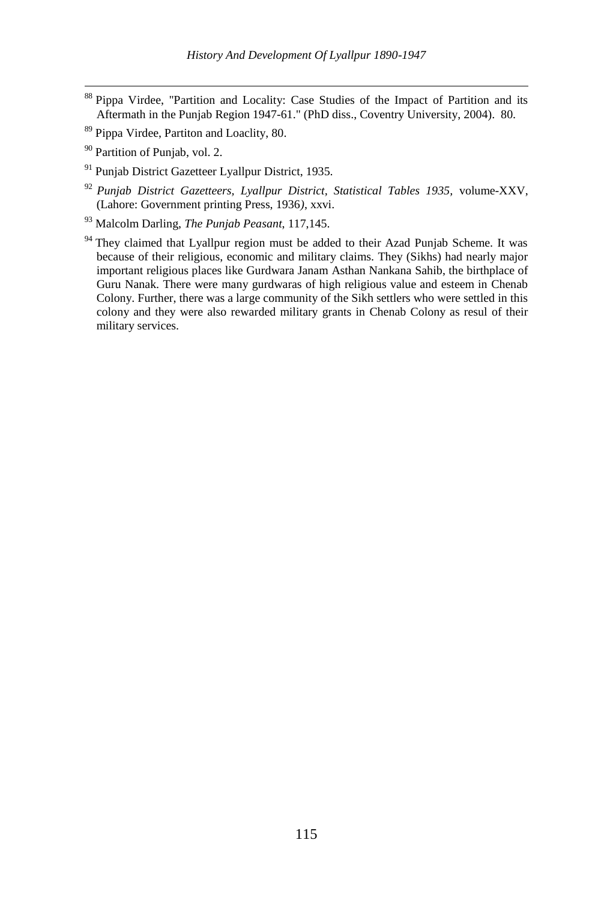[88] Pippa Virdee, "Partition and Locality: Case Studies of the Impact of Partition and its Aftermath in the Punjab Region 1947-61." (PhD diss., Coventry University, 2004). 80.

[89] Pippa Virdee, Partiton and Loaclity, 80.

[90] Partition of Punjab, vol. 2.

[91] Punjab District Gazetteer Lyallpur District, 1935.

[92] *Punjab District Gazetteers, Lyallpur District, Statistical Tables 1935*, volume-XXV, (Lahore: Government printing Press, 1936*)*, xxvi.

[93] Malcolm Darling, *The Punjab Peasant*, 117,145.

[94] They claimed that Lyallpur region must be added to their Azad Punjab Scheme. It was because of their religious, economic and military claims. They (Sikhs) had nearly major important religious places like Gurdwara Janam Asthan Nankana Sahib, the birthplace of Guru Nanak. There were many gurdwaras of high religious value and esteem in Chenab Colony. Further, there was a large community of the Sikh settlers who were settled in this colony and they were also rewarded military grants in Chenab Colony as resul of their military services.